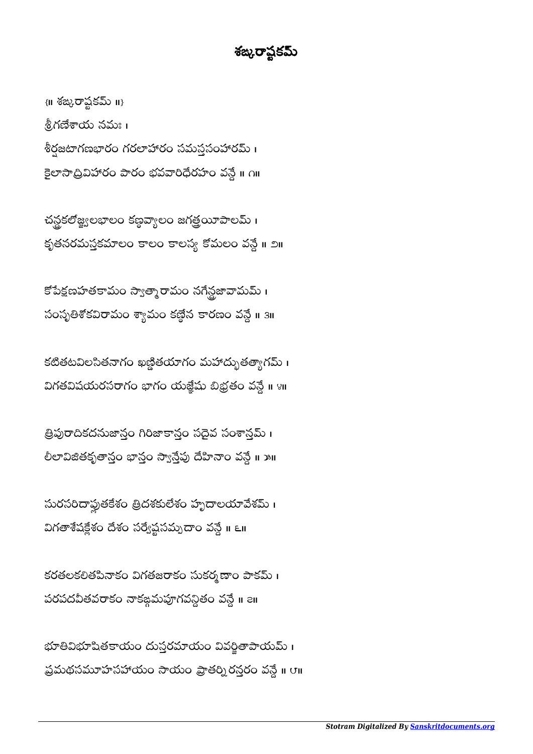# శఙ్కరాష్టకమ్

{॥ శఙ్కరాష్టకమ్ ॥}

శ్రీగణేశాయ నమః ।

శీర్షజటాగణభారం గరలాహారం సమస్తసంహారమ్ ।
కైలాసాద్రివిహారం పారం భవవారిధేరహం వన్దే ॥ ౧॥

చన్ద్రకలోజ్జ్వలభాలం కణ్ఠవ్యాలం జగత్త్రయీపాలమ్ ।
కృతనరమస్తకమాలం కాలం కాలస్య కోమలం వన్దే ॥ ౨॥

కోపేక్షణహతకామం స్వాత్మారామం నగేన్ద్రజావామమ్ ।
సంసృతిశోకవిరామం శ్యామం కణ్ఠేన కారణం వన్దే ॥ ౩॥

కటితటవిలసితనాగం ఖణ్డితయాగం మహాద్భుతత్యాగమ్ ।
విగతవిషయరసరాగం భాగం యజ్ఞేషు బిభ్రతం వన్దే ॥ ౪॥

త్రిపురాదికదనుజాన్తం గిరిజాకాన్తం సదైవ సంశాన్తమ్ ।
లీలావిజితకృతాన్తం భాన్తం స్వాన్తేషు దేహినాం వన్దే ॥ ౫॥

సురసరిదాప్లుతకేశం త్రిదశకులేశం హృదాలయావేశమ్ ।
విగతాశేషక్లేశం దేశం సర్వేష్టసమ్పదాం వన్దే ॥ ౬॥

కరతలకలితపినాకం విగతజరాకం సుకర్మణాం పాకమ్ ।
పరపదవీతవరాకం నాకఙ్గమపూగవన్దితం వన్దే ॥ ౭॥

భూతివిభూషితకాయం దుస్తరమాయం వివర్జితాపాయమ్ ।
ప్రమథసమూహసహాయం సాయం ప్రాతర్నిరన్తరం వన్దే ॥ ౮॥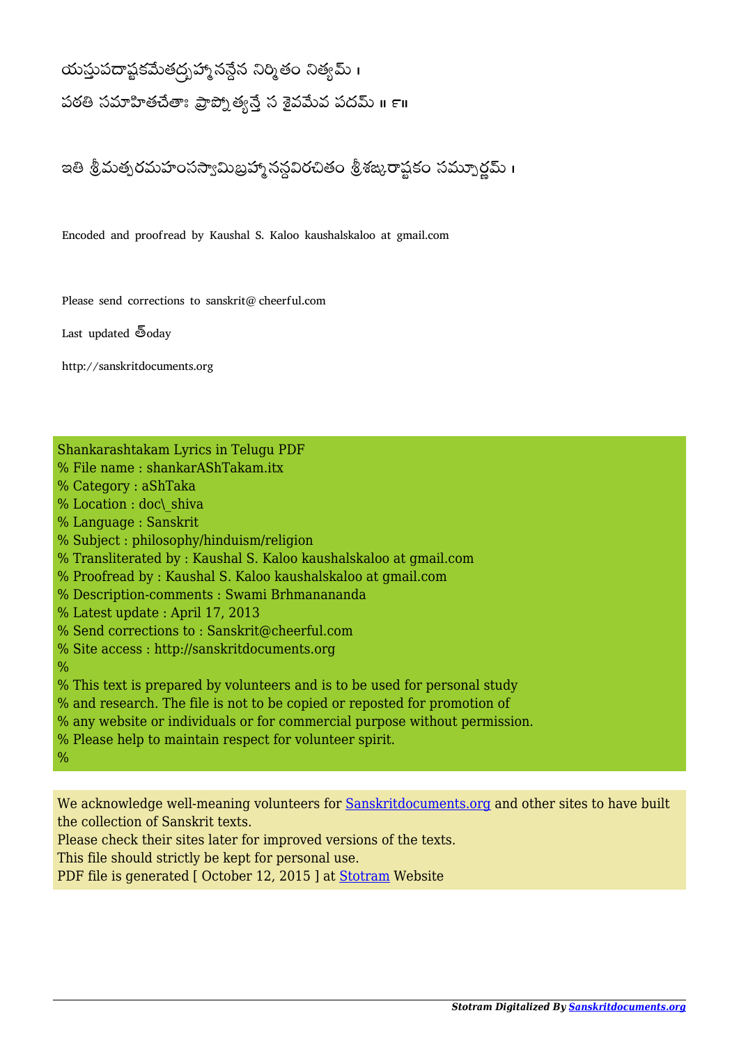యస్తుపదాష్టకమేతద్బ్రహ్మానన్దేన నిర్మితం నిత్యమ్ ।

పఠతి సమాహితచేతాః ప్రాప్నోత్యన్తే స శైవమేవ పదమ్ ॥ ౯॥

ఇతి శ్రీమత్పరమహంసస్వామిబ్రహ్మానన్దవిరచితం శ్రీశఙ్కరాష్టకం సమ్పూర్ణమ్ ।

Encoded and proofread by Kaushal S. Kaloo kaushalskaloo at gmail.com

Please send corrections to sanskrit@ cheerful.com

Last updated త్oday

http://sanskritdocuments.org

Shankarashtakam Lyrics in Telugu PDF
% File name : shankarAShTakam.itx
% Category : aShTaka
% Location : doc\_shiva
% Language : Sanskrit
% Subject : philosophy/hinduism/religion
% Transliterated by : Kaushal S. Kaloo kaushalskaloo at gmail.com
% Proofread by : Kaushal S. Kaloo kaushalskaloo at gmail.com
% Description-comments : Swami Brhmanananda
% Latest update : April 17, 2013
% Send corrections to : Sanskrit@cheerful.com
% Site access : http://sanskritdocuments.org
%
% This text is prepared by volunteers and is to be used for personal study
% and research. The file is not to be copied or reposted for promotion of
% any website or individuals or for commercial purpose without permission.
% Please help to maintain respect for volunteer spirit.
%

We acknowledge well-meaning volunteers for Sanskritdocuments.org and other sites to have built the collection of Sanskrit texts.
Please check their sites later for improved versions of the texts.
This file should strictly be kept for personal use.
PDF file is generated [ October 12, 2015 ] at Stotram Website